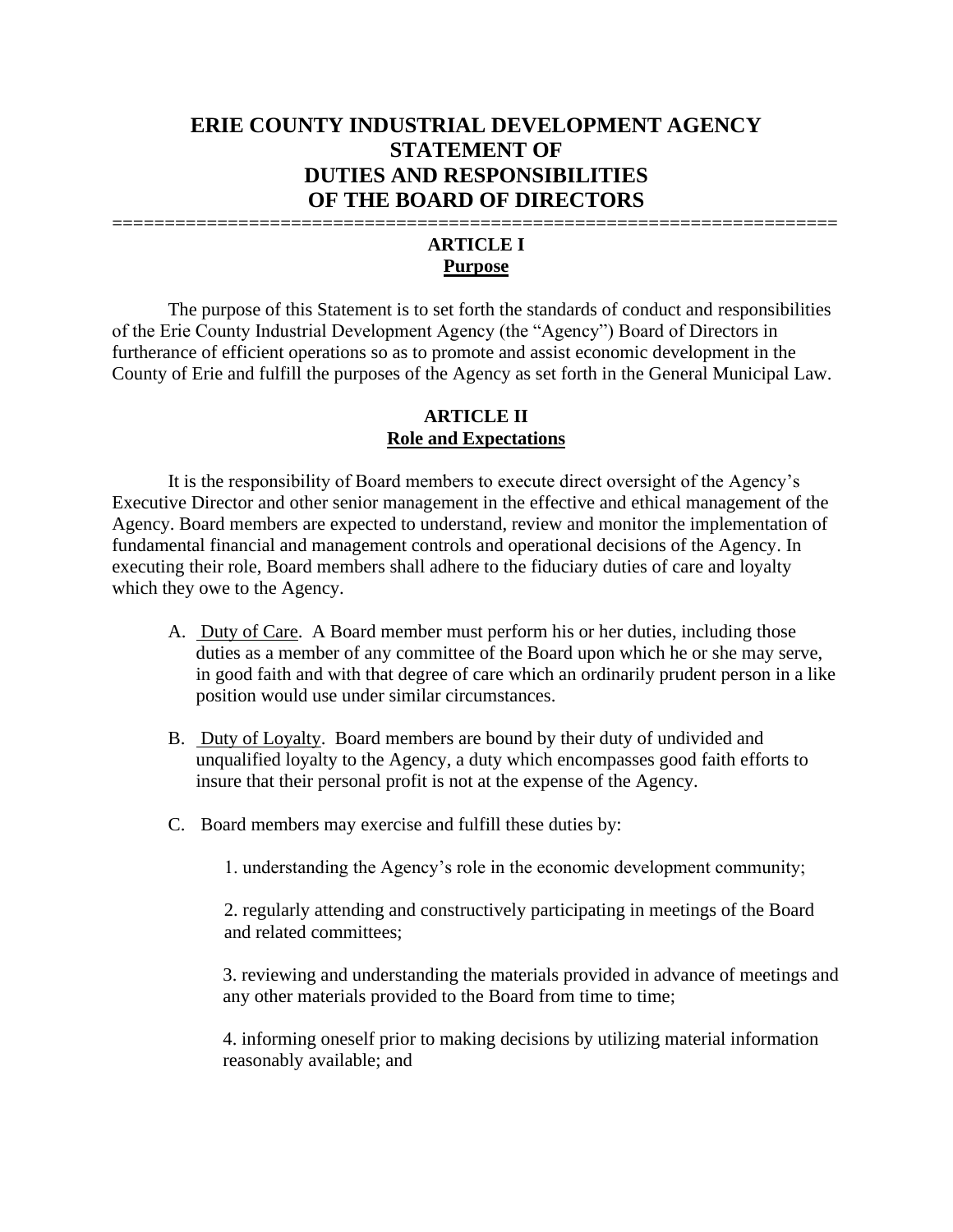# ERIE COUNTY INDUSTRIAL DEVELOPMENT AGENCY STATEMENT OF DUTIES AND RESPONSIBILITIES OF THE BOARD OF DIRECTORS

---

## ARTICLE I
**Purpose**

The purpose of this Statement is to set forth the standards of conduct and responsibilities of the Erie County Industrial Development Agency (the "Agency") Board of Directors in furtherance of efficient operations so as to promote and assist economic development in the County of Erie and fulfill the purposes of the Agency as set forth in the General Municipal Law.

## ARTICLE II
**Role and Expectations**

It is the responsibility of Board members to execute direct oversight of the Agency's Executive Director and other senior management in the effective and ethical management of the Agency. Board members are expected to understand, review and monitor the implementation of fundamental financial and management controls and operational decisions of the Agency. In executing their role, Board members shall adhere to the fiduciary duties of care and loyalty which they owe to the Agency.

A. Duty of Care. A Board member must perform his or her duties, including those duties as a member of any committee of the Board upon which he or she may serve, in good faith and with that degree of care which an ordinarily prudent person in a like position would use under similar circumstances.

B. Duty of Loyalty. Board members are bound by their duty of undivided and unqualified loyalty to the Agency, a duty which encompasses good faith efforts to insure that their personal profit is not at the expense of the Agency.

C. Board members may exercise and fulfill these duties by:

1. understanding the Agency's role in the economic development community;

2. regularly attending and constructively participating in meetings of the Board and related committees;

3. reviewing and understanding the materials provided in advance of meetings and any other materials provided to the Board from time to time;

4. informing oneself prior to making decisions by utilizing material information reasonably available; and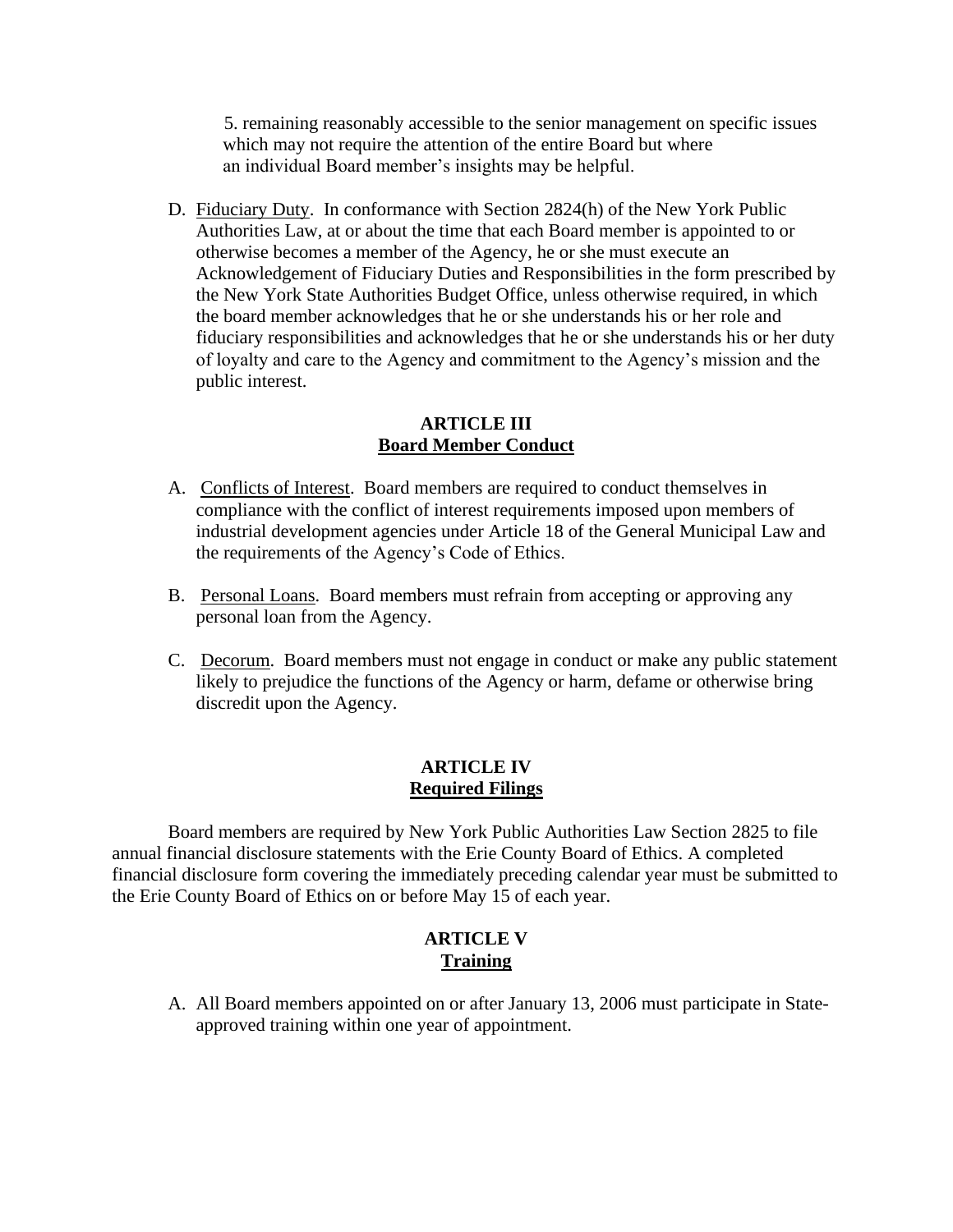5. remaining reasonably accessible to the senior management on specific issues which may not require the attention of the entire Board but where an individual Board member's insights may be helpful.

D. Fiduciary Duty. In conformance with Section 2824(h) of the New York Public Authorities Law, at or about the time that each Board member is appointed to or otherwise becomes a member of the Agency, he or she must execute an Acknowledgement of Fiduciary Duties and Responsibilities in the form prescribed by the New York State Authorities Budget Office, unless otherwise required, in which the board member acknowledges that he or she understands his or her role and fiduciary responsibilities and acknowledges that he or she understands his or her duty of loyalty and care to the Agency and commitment to the Agency's mission and the public interest.

## ARTICLE III
## Board Member Conduct

A. Conflicts of Interest. Board members are required to conduct themselves in compliance with the conflict of interest requirements imposed upon members of industrial development agencies under Article 18 of the General Municipal Law and the requirements of the Agency's Code of Ethics.

B. Personal Loans. Board members must refrain from accepting or approving any personal loan from the Agency.

C. Decorum. Board members must not engage in conduct or make any public statement likely to prejudice the functions of the Agency or harm, defame or otherwise bring discredit upon the Agency.

## ARTICLE IV
## Required Filings

Board members are required by New York Public Authorities Law Section 2825 to file annual financial disclosure statements with the Erie County Board of Ethics. A completed financial disclosure form covering the immediately preceding calendar year must be submitted to the Erie County Board of Ethics on or before May 15 of each year.

## ARTICLE V
## Training

A. All Board members appointed on or after January 13, 2006 must participate in State-approved training within one year of appointment.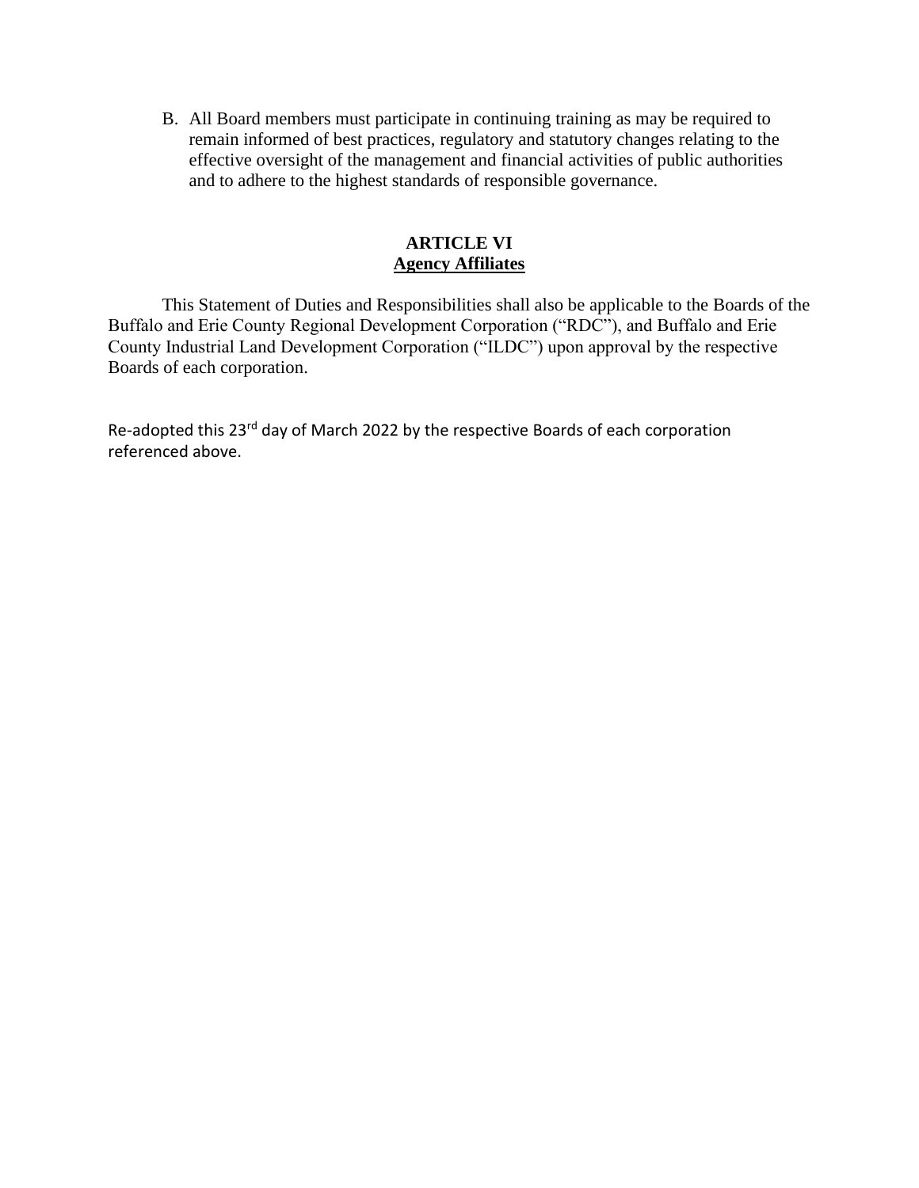B. All Board members must participate in continuing training as may be required to remain informed of best practices, regulatory and statutory changes relating to the effective oversight of the management and financial activities of public authorities and to adhere to the highest standards of responsible governance.

## ARTICLE VI
## Agency Affiliates

This Statement of Duties and Responsibilities shall also be applicable to the Boards of the Buffalo and Erie County Regional Development Corporation ("RDC"), and Buffalo and Erie County Industrial Land Development Corporation ("ILDC") upon approval by the respective Boards of each corporation.

Re-adopted this 23rd day of March 2022 by the respective Boards of each corporation referenced above.